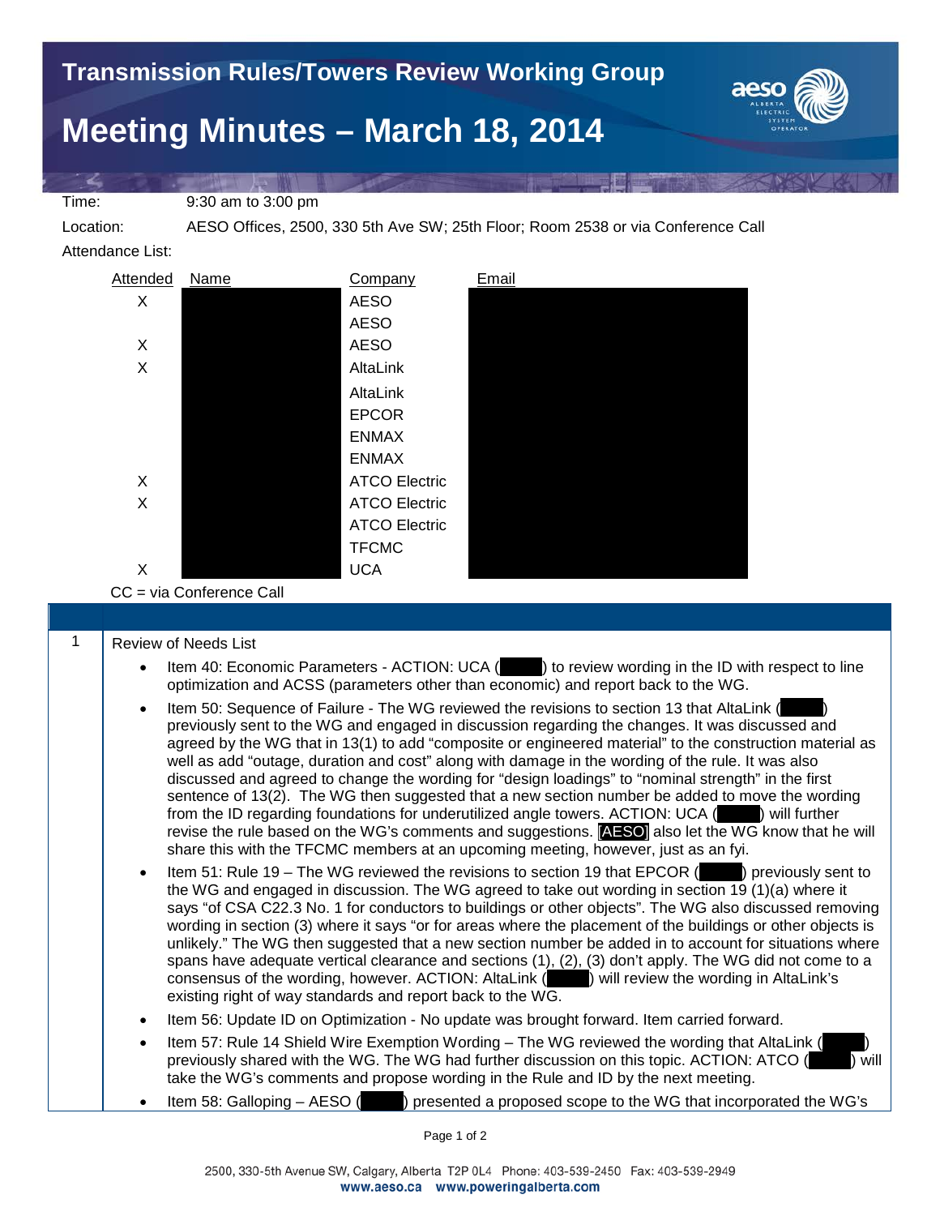# Transmission Rules/Towers Review Working Group

# Meeting Minutes – March 18, 2014

Time: 9:30 am to 3:00 pm

Location: AESO Offices, 2500, 330 5th Ave SW; 25th Floor; Room 2538 or via Conference Call

Attendance List:

| Attended | Name | Company | Email |
|---|---|---|---|
| X | | AESO | |
| | | AESO | |
| X | | AESO | |
| X | | AltaLink | |
| | | AltaLink | |
| | | EPCOR | |
| | | ENMAX | |
| | | ENMAX | |
| X | | ATCO Electric | |
| X | | ATCO Electric | |
| | | ATCO Electric | |
| | | TFCMC | |
| X | | UCA | |

CC = via Conference Call

1 Review of Needs List

- Item 40: Economic Parameters - ACTION: UCA ( ) to review wording in the ID with respect to line optimization and ACSS (parameters other than economic) and report back to the WG.
- Item 50: Sequence of Failure - The WG reviewed the revisions to section 13 that AltaLink ( ) previously sent to the WG and engaged in discussion regarding the changes. It was discussed and agreed by the WG that in 13(1) to add "composite or engineered material" to the construction material as well as add "outage, duration and cost" along with damage in the wording of the rule. It was also discussed and agreed to change the wording for "design loadings" to "nominal strength" in the first sentence of 13(2). The WG then suggested that a new section number be added to move the wording from the ID regarding foundations for underutilized angle towers. ACTION: UCA ( ) will further revise the rule based on the WG's comments and suggestions. [AESO] also let the WG know that he will share this with the TFCMC members at an upcoming meeting, however, just as an fyi.
- Item 51: Rule 19 – The WG reviewed the revisions to section 19 that EPCOR ( ) previously sent to the WG and engaged in discussion. The WG agreed to take out wording in section 19 (1)(a) where it says "of CSA C22.3 No. 1 for conductors to buildings or other objects". The WG also discussed removing wording in section (3) where it says "or for areas where the placement of the buildings or other objects is unlikely." The WG then suggested that a new section number be added in to account for situations where spans have adequate vertical clearance and sections (1), (2), (3) don't apply. The WG did not come to a consensus of the wording, however. ACTION: AltaLink ( ) will review the wording in AltaLink's existing right of way standards and report back to the WG.
- Item 56: Update ID on Optimization - No update was brought forward. Item carried forward.
- Item 57: Rule 14 Shield Wire Exemption Wording – The WG reviewed the wording that AltaLink ( ) previously shared with the WG. The WG had further discussion on this topic. ACTION: ATCO ( ) will take the WG's comments and propose wording in the Rule and ID by the next meeting.
- Item 58: Galloping – AESO ( ) presented a proposed scope to the WG that incorporated the WG's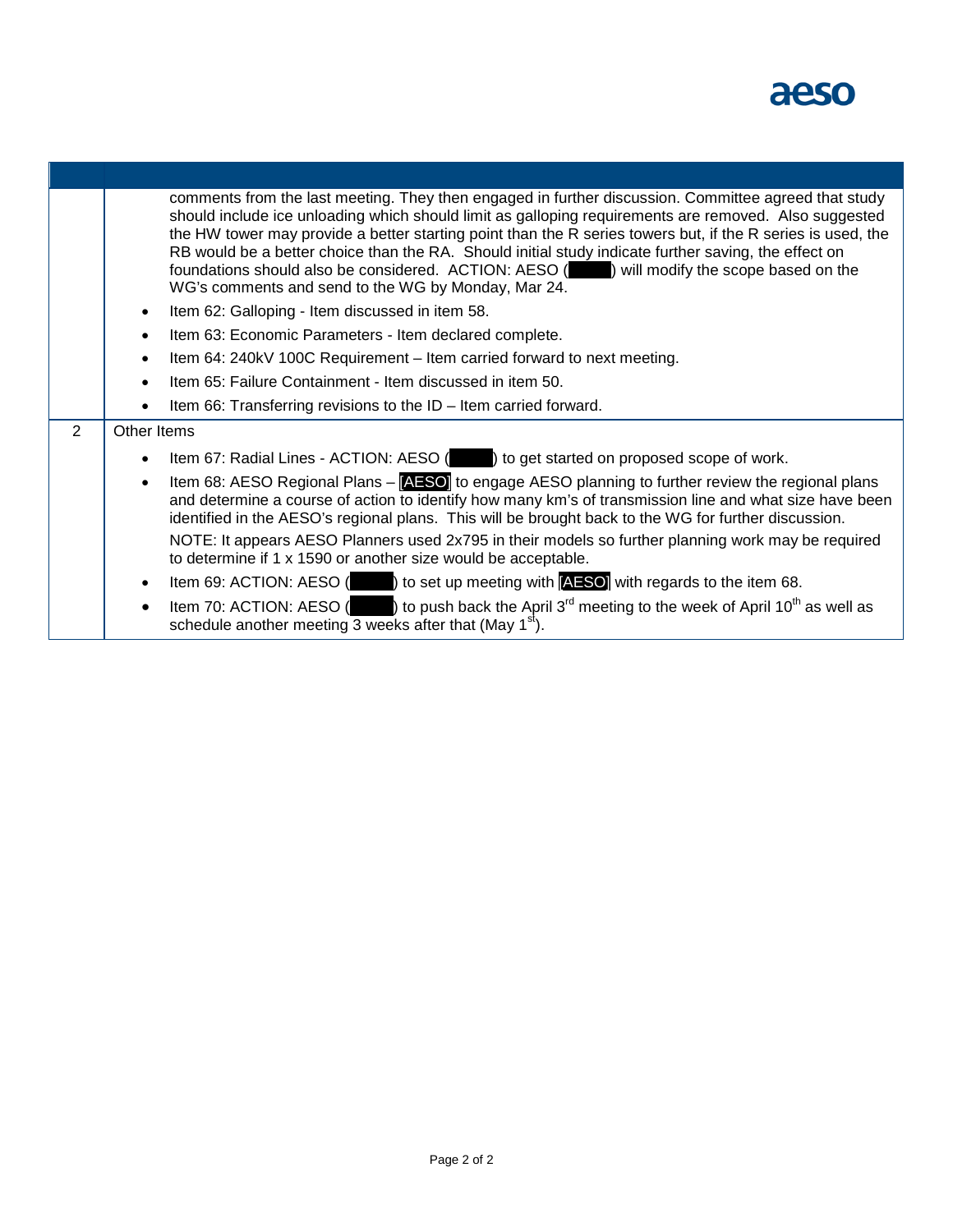| | |
|---|---|
| | comments from the last meeting. They then engaged in further discussion. Committee agreed that study should include ice unloading which should limit as galloping requirements are removed. Also suggested the HW tower may provide a better starting point than the R series towers but, if the R series is used, the RB would be a better choice than the RA. Should initial study indicate further saving, the effect on foundations should also be considered. ACTION: AESO ( ) will modify the scope based on the WG's comments and send to the WG by Monday, Mar 24.<br>• Item 62: Galloping - Item discussed in item 58.<br>• Item 63: Economic Parameters - Item declared complete.<br>• Item 64: 240kV 100C Requirement – Item carried forward to next meeting.<br>• Item 65: Failure Containment - Item discussed in item 50.<br>• Item 66: Transferring revisions to the ID – Item carried forward. |
| 2 | Other Items<br>• Item 67: Radial Lines - ACTION: AESO ( ) to get started on proposed scope of work.<br>• Item 68: AESO Regional Plans – [AESO] to engage AESO planning to further review the regional plans and determine a course of action to identify how many km's of transmission line and what size have been identified in the AESO's regional plans. This will be brought back to the WG for further discussion.<br>NOTE: It appears AESO Planners used 2x795 in their models so further planning work may be required to determine if 1 x 1590 or another size would be acceptable.<br>• Item 69: ACTION: AESO ( ) to set up meeting with [AESO] with regards to the item 68.<br>• Item 70: ACTION: AESO ( ) to push back the April 3rd meeting to the week of April 10th as well as schedule another meeting 3 weeks after that (May 1st). |